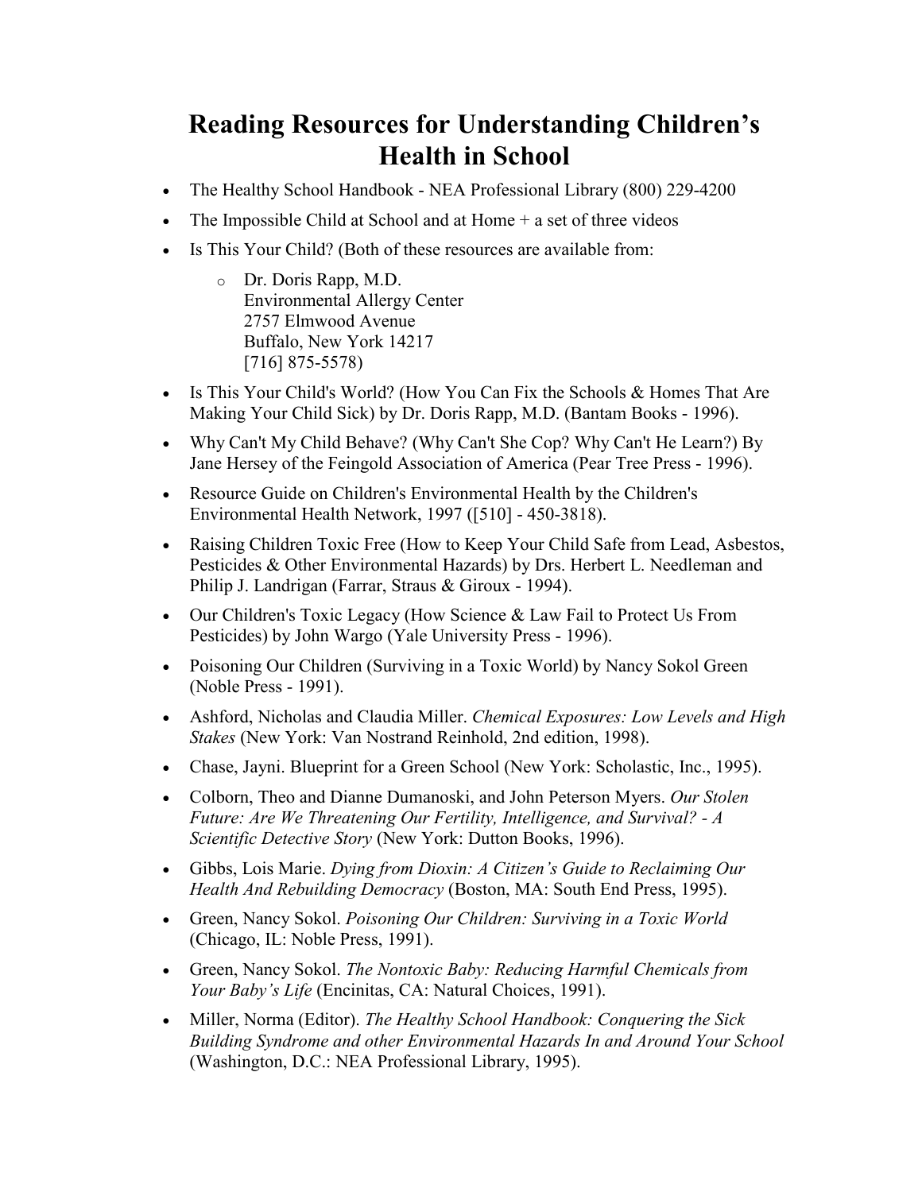# Reading Resources for Understanding Children's Health in School

- The Healthy School Handbook - NEA Professional Library (800) 229-4200
- The Impossible Child at School and at Home + a set of three videos
- Is This Your Child? (Both of these resources are available from:
  - Dr. Doris Rapp, M.D.
    Environmental Allergy Center
    2757 Elmwood Avenue
    Buffalo, New York 14217
    [716] 875-5578)
- Is This Your Child's World? (How You Can Fix the Schools & Homes That Are Making Your Child Sick) by Dr. Doris Rapp, M.D. (Bantam Books - 1996).
- Why Can't My Child Behave? (Why Can't She Cop? Why Can't He Learn?) By Jane Hersey of the Feingold Association of America (Pear Tree Press - 1996).
- Resource Guide on Children's Environmental Health by the Children's Environmental Health Network, 1997 ([510] - 450-3818).
- Raising Children Toxic Free (How to Keep Your Child Safe from Lead, Asbestos, Pesticides & Other Environmental Hazards) by Drs. Herbert L. Needleman and Philip J. Landrigan (Farrar, Straus & Giroux - 1994).
- Our Children's Toxic Legacy (How Science & Law Fail to Protect Us From Pesticides) by John Wargo (Yale University Press - 1996).
- Poisoning Our Children (Surviving in a Toxic World) by Nancy Sokol Green (Noble Press - 1991).
- Ashford, Nicholas and Claudia Miller. *Chemical Exposures: Low Levels and High Stakes* (New York: Van Nostrand Reinhold, 2nd edition, 1998).
- Chase, Jayni. Blueprint for a Green School (New York: Scholastic, Inc., 1995).
- Colborn, Theo and Dianne Dumanoski, and John Peterson Myers. *Our Stolen Future: Are We Threatening Our Fertility, Intelligence, and Survival? - A Scientific Detective Story* (New York: Dutton Books, 1996).
- Gibbs, Lois Marie. *Dying from Dioxin: A Citizen's Guide to Reclaiming Our Health And Rebuilding Democracy* (Boston, MA: South End Press, 1995).
- Green, Nancy Sokol. *Poisoning Our Children: Surviving in a Toxic World* (Chicago, IL: Noble Press, 1991).
- Green, Nancy Sokol. *The Nontoxic Baby: Reducing Harmful Chemicals from Your Baby's Life* (Encinitas, CA: Natural Choices, 1991).
- Miller, Norma (Editor). *The Healthy School Handbook: Conquering the Sick Building Syndrome and other Environmental Hazards In and Around Your School* (Washington, D.C.: NEA Professional Library, 1995).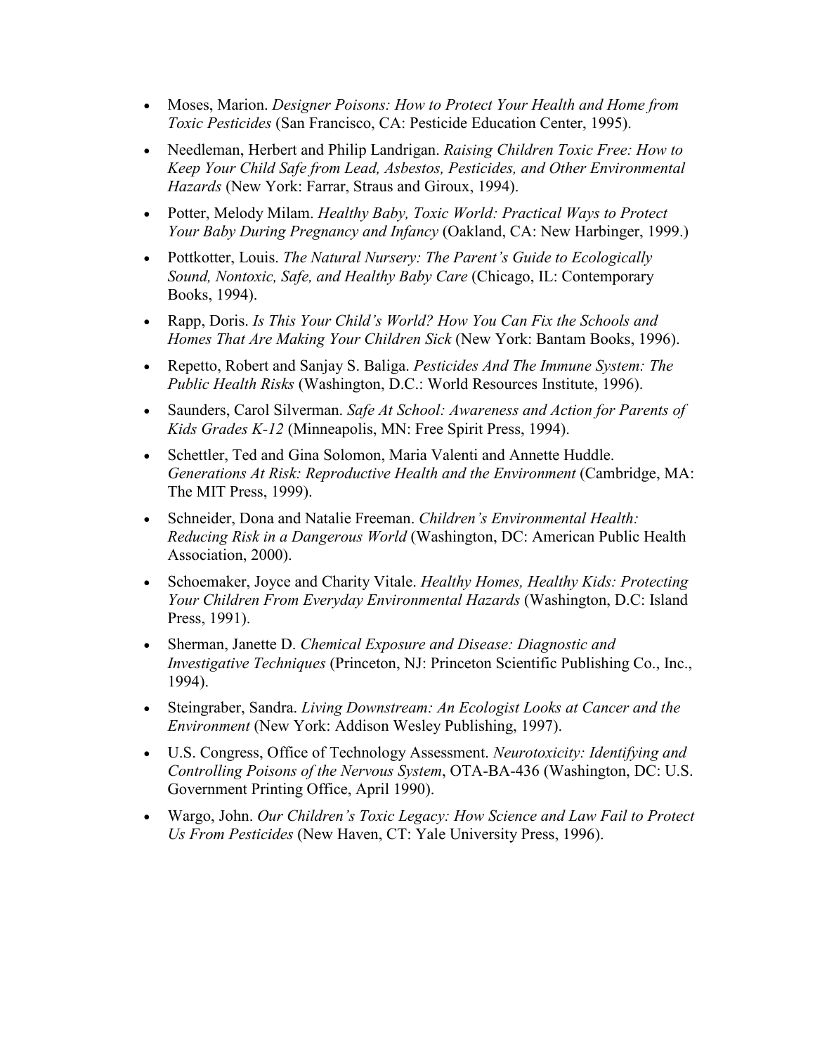- Moses, Marion. *Designer Poisons: How to Protect Your Health and Home from Toxic Pesticides* (San Francisco, CA: Pesticide Education Center, 1995).
- Needleman, Herbert and Philip Landrigan. *Raising Children Toxic Free: How to Keep Your Child Safe from Lead, Asbestos, Pesticides, and Other Environmental Hazards* (New York: Farrar, Straus and Giroux, 1994).
- Potter, Melody Milam. *Healthy Baby, Toxic World: Practical Ways to Protect Your Baby During Pregnancy and Infancy* (Oakland, CA: New Harbinger, 1999.)
- Pottkotter, Louis. *The Natural Nursery: The Parent's Guide to Ecologically Sound, Nontoxic, Safe, and Healthy Baby Care* (Chicago, IL: Contemporary Books, 1994).
- Rapp, Doris. *Is This Your Child's World? How You Can Fix the Schools and Homes That Are Making Your Children Sick* (New York: Bantam Books, 1996).
- Repetto, Robert and Sanjay S. Baliga. *Pesticides And The Immune System: The Public Health Risks* (Washington, D.C.: World Resources Institute, 1996).
- Saunders, Carol Silverman. *Safe At School: Awareness and Action for Parents of Kids Grades K-12* (Minneapolis, MN: Free Spirit Press, 1994).
- Schettler, Ted and Gina Solomon, Maria Valenti and Annette Huddle. *Generations At Risk: Reproductive Health and the Environment* (Cambridge, MA: The MIT Press, 1999).
- Schneider, Dona and Natalie Freeman. *Children's Environmental Health: Reducing Risk in a Dangerous World* (Washington, DC: American Public Health Association, 2000).
- Schoemaker, Joyce and Charity Vitale. *Healthy Homes, Healthy Kids: Protecting Your Children From Everyday Environmental Hazards* (Washington, D.C: Island Press, 1991).
- Sherman, Janette D. *Chemical Exposure and Disease: Diagnostic and Investigative Techniques* (Princeton, NJ: Princeton Scientific Publishing Co., Inc., 1994).
- Steingraber, Sandra. *Living Downstream: An Ecologist Looks at Cancer and the Environment* (New York: Addison Wesley Publishing, 1997).
- U.S. Congress, Office of Technology Assessment. *Neurotoxicity: Identifying and Controlling Poisons of the Nervous System*, OTA-BA-436 (Washington, DC: U.S. Government Printing Office, April 1990).
- Wargo, John. *Our Children's Toxic Legacy: How Science and Law Fail to Protect Us From Pesticides* (New Haven, CT: Yale University Press, 1996).